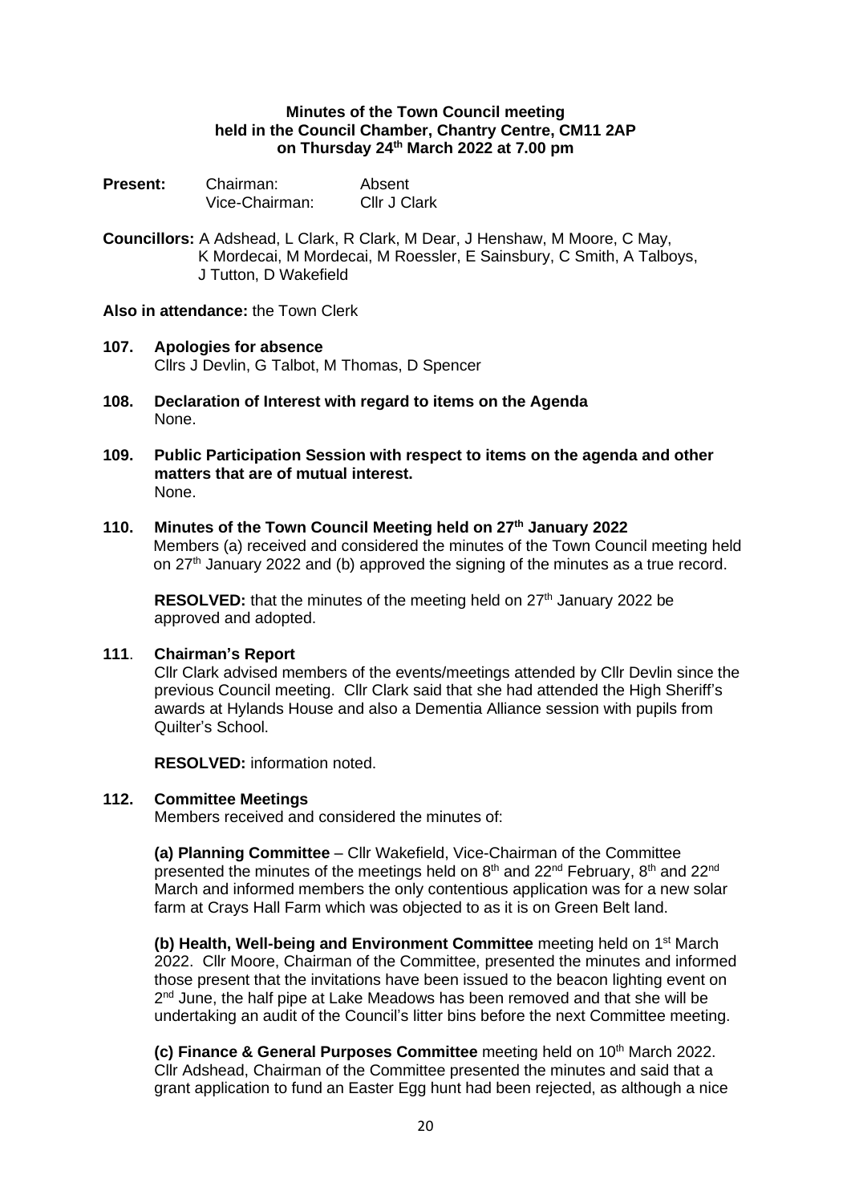**Minutes of the Town Council meeting**
**held in the Council Chamber, Chantry Centre, CM11 2AP**
**on Thursday 24th March 2022 at 7.00 pm**

**Present:** Chairman: Absent
Vice-Chairman: Cllr J Clark

**Councillors:** A Adshead, L Clark, R Clark, M Dear, J Henshaw, M Moore, C May, K Mordecai, M Mordecai, M Roessler, E Sainsbury, C Smith, A Talboys, J Tutton, D Wakefield

**Also in attendance:** the Town Clerk

**107. Apologies for absence**
Cllrs J Devlin, G Talbot, M Thomas, D Spencer

**108. Declaration of Interest with regard to items on the Agenda**
None.

**109. Public Participation Session with respect to items on the agenda and other matters that are of mutual interest.**
None.

**110. Minutes of the Town Council Meeting held on 27th January 2022**
Members (a) received and considered the minutes of the Town Council meeting held on 27th January 2022 and (b) approved the signing of the minutes as a true record.

**RESOLVED:** that the minutes of the meeting held on 27th January 2022 be approved and adopted.

**111. Chairman's Report**
Cllr Clark advised members of the events/meetings attended by Cllr Devlin since the previous Council meeting. Cllr Clark said that she had attended the High Sheriff's awards at Hylands House and also a Dementia Alliance session with pupils from Quilter's School.

**RESOLVED:** information noted.

**112. Committee Meetings**
Members received and considered the minutes of:

**(a) Planning Committee** – Cllr Wakefield, Vice-Chairman of the Committee presented the minutes of the meetings held on 8th and 22nd February, 8th and 22nd March and informed members the only contentious application was for a new solar farm at Crays Hall Farm which was objected to as it is on Green Belt land.

**(b) Health, Well-being and Environment Committee** meeting held on 1st March 2022. Cllr Moore, Chairman of the Committee, presented the minutes and informed those present that the invitations have been issued to the beacon lighting event on 2nd June, the half pipe at Lake Meadows has been removed and that she will be undertaking an audit of the Council's litter bins before the next Committee meeting.

**(c) Finance & General Purposes Committee** meeting held on 10th March 2022. Cllr Adshead, Chairman of the Committee presented the minutes and said that a grant application to fund an Easter Egg hunt had been rejected, as although a nice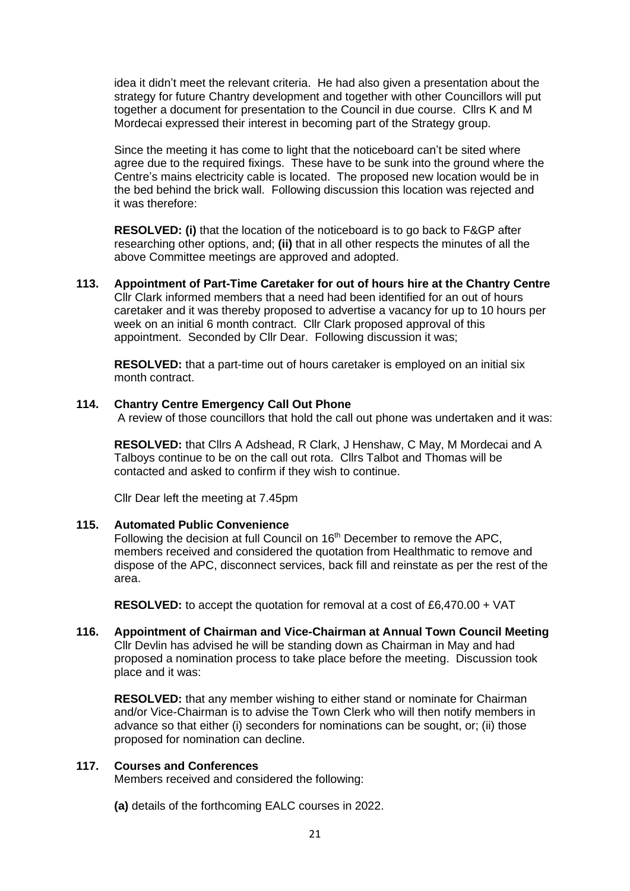idea it didn't meet the relevant criteria. He had also given a presentation about the strategy for future Chantry development and together with other Councillors will put together a document for presentation to the Council in due course. Cllrs K and M Mordecai expressed their interest in becoming part of the Strategy group.

Since the meeting it has come to light that the noticeboard can't be sited where agree due to the required fixings. These have to be sunk into the ground where the Centre's mains electricity cable is located. The proposed new location would be in the bed behind the brick wall. Following discussion this location was rejected and it was therefore:

**RESOLVED: (i)** that the location of the noticeboard is to go back to F&GP after researching other options, and; **(ii)** that in all other respects the minutes of all the above Committee meetings are approved and adopted.

**113. Appointment of Part-Time Caretaker for out of hours hire at the Chantry Centre**

Cllr Clark informed members that a need had been identified for an out of hours caretaker and it was thereby proposed to advertise a vacancy for up to 10 hours per week on an initial 6 month contract. Cllr Clark proposed approval of this appointment. Seconded by Cllr Dear. Following discussion it was;

**RESOLVED:** that a part-time out of hours caretaker is employed on an initial six month contract.

**114. Chantry Centre Emergency Call Out Phone**

A review of those councillors that hold the call out phone was undertaken and it was:

**RESOLVED:** that Cllrs A Adshead, R Clark, J Henshaw, C May, M Mordecai and A Talboys continue to be on the call out rota. Cllrs Talbot and Thomas will be contacted and asked to confirm if they wish to continue.

Cllr Dear left the meeting at 7.45pm

**115. Automated Public Convenience**

Following the decision at full Council on 16th December to remove the APC, members received and considered the quotation from Healthmatic to remove and dispose of the APC, disconnect services, back fill and reinstate as per the rest of the area.

**RESOLVED:** to accept the quotation for removal at a cost of £6,470.00 + VAT

**116. Appointment of Chairman and Vice-Chairman at Annual Town Council Meeting**

Cllr Devlin has advised he will be standing down as Chairman in May and had proposed a nomination process to take place before the meeting. Discussion took place and it was:

**RESOLVED:** that any member wishing to either stand or nominate for Chairman and/or Vice-Chairman is to advise the Town Clerk who will then notify members in advance so that either (i) seconders for nominations can be sought, or; (ii) those proposed for nomination can decline.

**117. Courses and Conferences**

Members received and considered the following:

**(a)** details of the forthcoming EALC courses in 2022.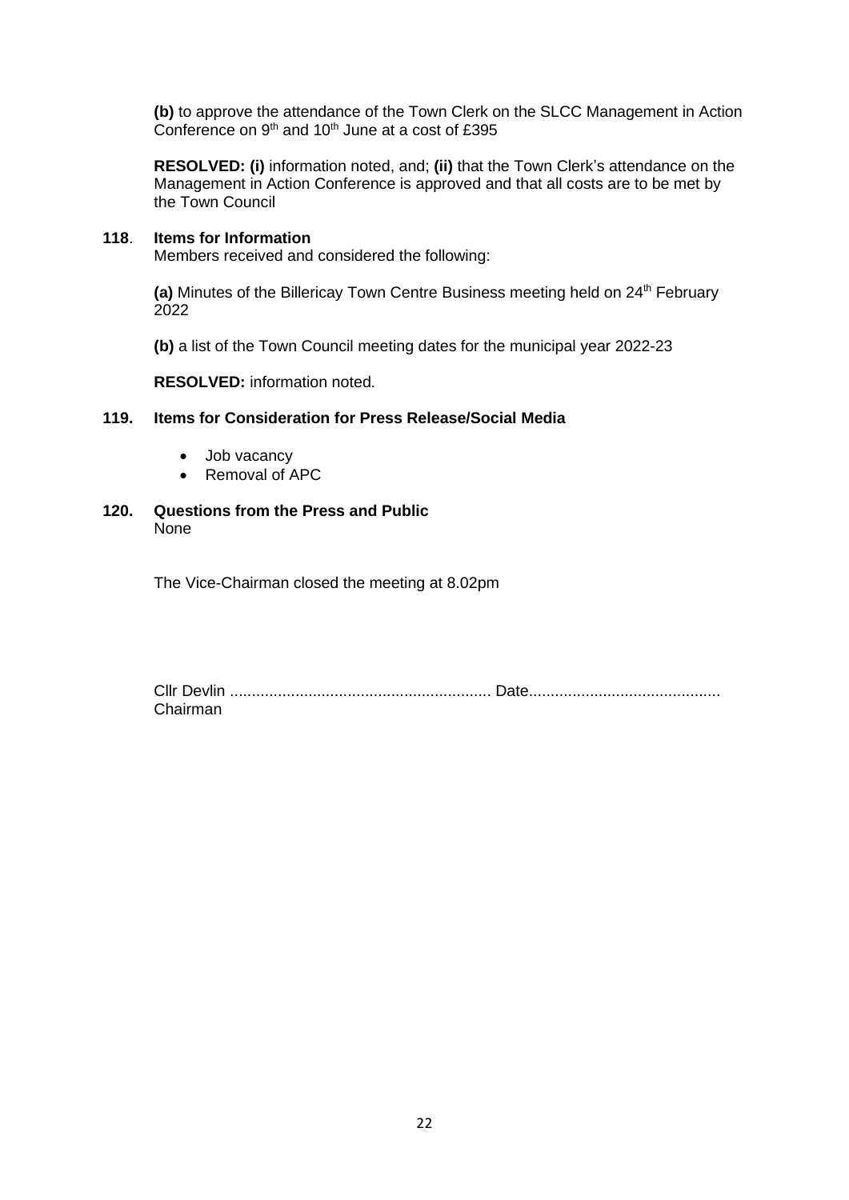**(b)** to approve the attendance of the Town Clerk on the SLCC Management in Action Conference on 9th and 10th June at a cost of £395

**RESOLVED: (i)** information noted, and; **(ii)** that the Town Clerk's attendance on the Management in Action Conference is approved and that all costs are to be met by the Town Council

**118**. **Items for Information**

Members received and considered the following:

**(a)** Minutes of the Billericay Town Centre Business meeting held on 24th February 2022

**(b)** a list of the Town Council meeting dates for the municipal year 2022-23

**RESOLVED:** information noted.

**119. Items for Consideration for Press Release/Social Media**

- Job vacancy
- Removal of APC

**120. Questions from the Press and Public**

None

The Vice-Chairman closed the meeting at 8.02pm

Cllr Devlin ........................................................... Date...........................................
Chairman